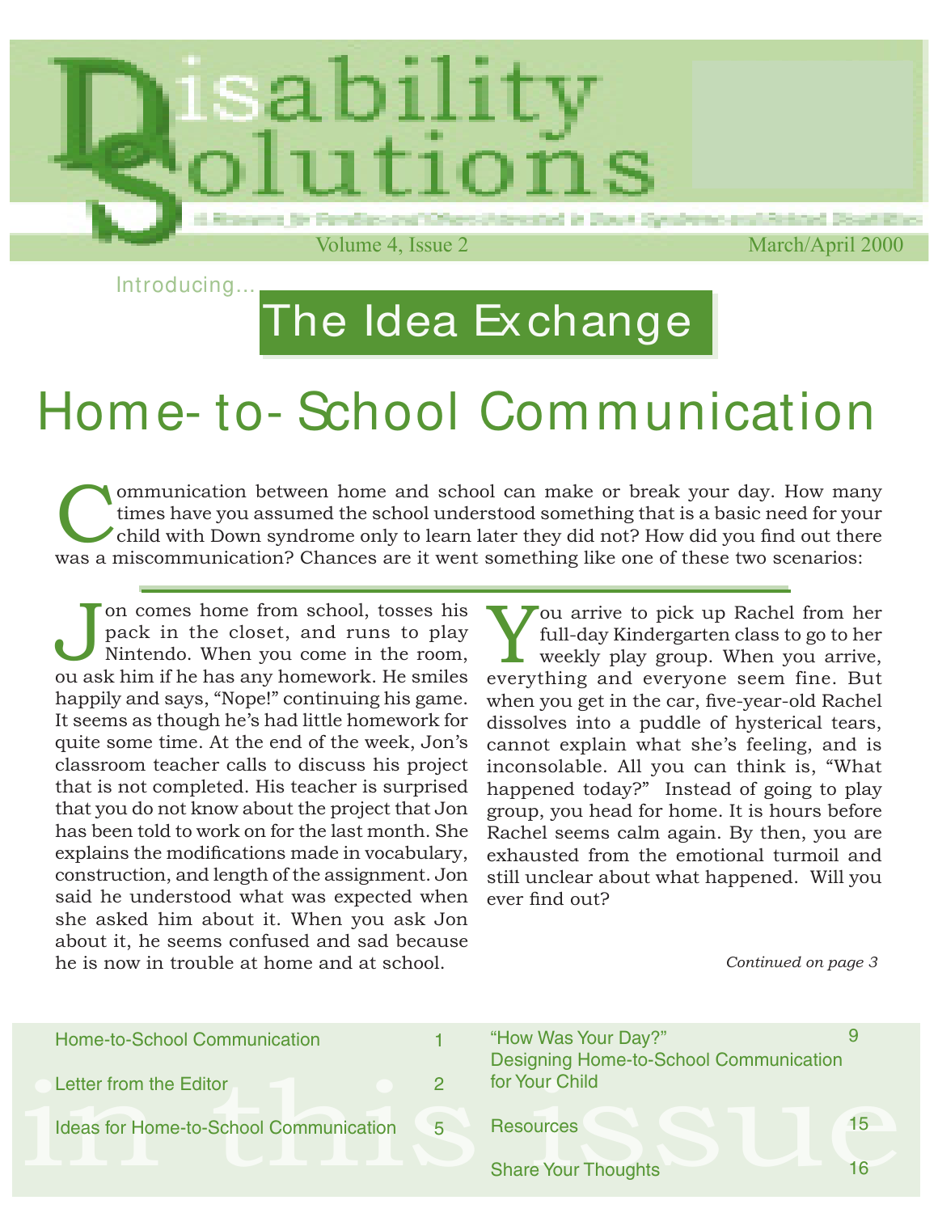# Disability Solutions

Volume 4, Issue 2 March/April 2000

Introducing...

## The Idea Exchange

# Home-to-School Communication

Communication between home and school can make or break your day. How many times have you assumed the school understood something that is a basic need for your child with Down syndrome only to learn later they did not? How did you find out there was a miscommunication? Chances are it went something like one of these two scenarios:

Jon comes home from school, tosses his pack in the closet, and runs to play Nintendo. When you come in the room, ou ask him if he has any homework. He smiles happily and says, "Nope!" continuing his game. It seems as though he's had little homework for quite some time. At the end of the week, Jon's classroom teacher calls to discuss his project that is not completed. His teacher is surprised that you do not know about the project that Jon has been told to work on for the last month. She explains the modifications made in vocabulary, construction, and length of the assignment. Jon said he understood what was expected when she asked him about it. When you ask Jon about it, he seems confused and sad because he is now in trouble at home and at school.

You arrive to pick up Rachel from her full-day Kindergarten class to go to her weekly play group. When you arrive, everything and everyone seem fine. But when you get in the car, five-year-old Rachel dissolves into a puddle of hysterical tears, cannot explain what she's feeling, and is inconsolable. All you can think is, "What happened today?" Instead of going to play group, you head for home. It is hours before Rachel seems calm again. By then, you are exhausted from the emotional turmoil and still unclear about what happened. Will you ever find out?

*Continued on page 3*

## in this issue

- Home-to-School Communication 1
- Letter from the Editor 2
- Ideas for Home-to-School Communication 5
- "How Was Your Day?" Designing Home-to-School Communication for Your Child 9
- Resources 15
- Share Your Thoughts 16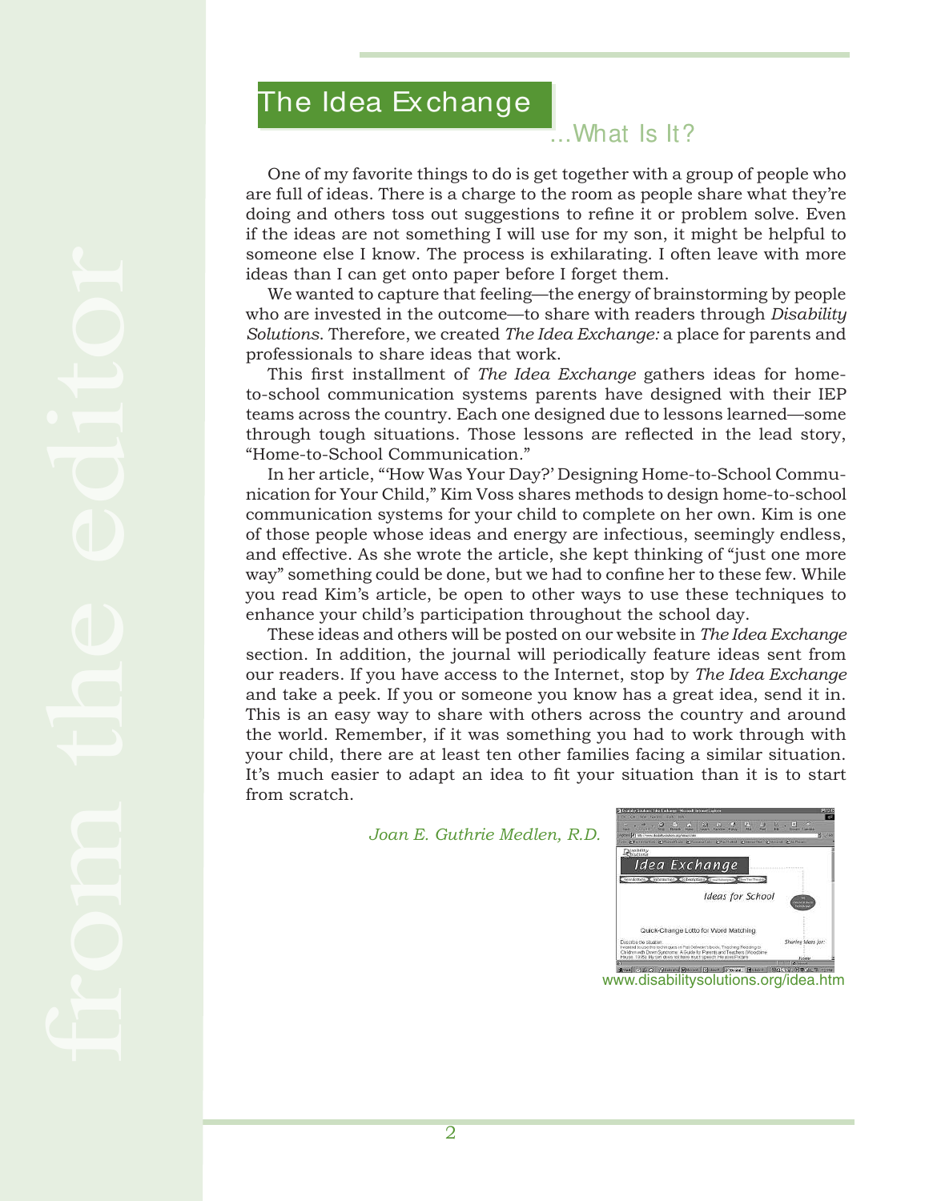# The Idea Exchange

## …What Is It?

from the editor

One of my favorite things to do is get together with a group of people who are full of ideas. There is a charge to the room as people share what they're doing and others toss out suggestions to refine it or problem solve. Even if the ideas are not something I will use for my son, it might be helpful to someone else I know. The process is exhilarating. I often leave with more ideas than I can get onto paper before I forget them.

We wanted to capture that feeling—the energy of brainstorming by people who are invested in the outcome—to share with readers through *Disability Solutions*. Therefore, we created *The Idea Exchange:* a place for parents and professionals to share ideas that work.

This first installment of *The Idea Exchange* gathers ideas for home-to-school communication systems parents have designed with their IEP teams across the country. Each one designed due to lessons learned—some through tough situations. Those lessons are reflected in the lead story, "Home-to-School Communication."

In her article, "'How Was Your Day?' Designing Home-to-School Communication for Your Child," Kim Voss shares methods to design home-to-school communication systems for your child to complete on her own. Kim is one of those people whose ideas and energy are infectious, seemingly endless, and effective. As she wrote the article, she kept thinking of "just one more way" something could be done, but we had to confine her to these few. While you read Kim's article, be open to other ways to use these techniques to enhance your child's participation throughout the school day.

These ideas and others will be posted on our website in *The Idea Exchange* section. In addition, the journal will periodically feature ideas sent from our readers. If you have access to the Internet, stop by *The Idea Exchange* and take a peek. If you or someone you know has a great idea, send it in. This is an easy way to share with others across the country and around the world. Remember, if it was something you had to work through with your child, there are at least ten other families facing a similar situation. It's much easier to adapt an idea to fit your situation than it is to start from scratch.

*Joan E. Guthrie Medlen, R.D.*

www.disabilitysolutions.org/idea.htm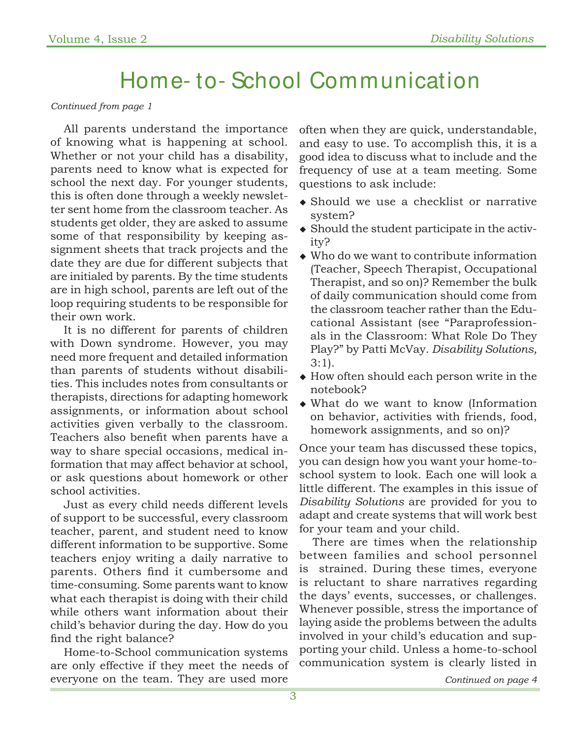# Home-to-School Communication

*Continued from page 1*

All parents understand the importance of knowing what is happening at school. Whether or not your child has a disability, parents need to know what is expected for school the next day. For younger students, this is often done through a weekly newsletter sent home from the classroom teacher. As students get older, they are asked to assume some of that responsibility by keeping assignment sheets that track projects and the date they are due for different subjects that are initialed by parents. By the time students are in high school, parents are left out of the loop requiring students to be responsible for their own work.

It is no different for parents of children with Down syndrome. However, you may need more frequent and detailed information than parents of students without disabilities. This includes notes from consultants or therapists, directions for adapting homework assignments, or information about school activities given verbally to the classroom. Teachers also benefit when parents have a way to share special occasions, medical information that may affect behavior at school, or ask questions about homework or other school activities.

Just as every child needs different levels of support to be successful, every classroom teacher, parent, and student need to know different information to be supportive. Some teachers enjoy writing a daily narrative to parents. Others find it cumbersome and time-consuming. Some parents want to know what each therapist is doing with their child while others want information about their child's behavior during the day. How do you find the right balance?

Home-to-School communication systems are only effective if they meet the needs of everyone on the team. They are used more often when they are quick, understandable, and easy to use. To accomplish this, it is a good idea to discuss what to include and the frequency of use at a team meeting. Some questions to ask include:

- Should we use a checklist or narrative system?
- Should the student participate in the activity?
- Who do we want to contribute information (Teacher, Speech Therapist, Occupational Therapist, and so on)? Remember the bulk of daily communication should come from the classroom teacher rather than the Educational Assistant (see "Paraprofessionals in the Classroom: What Role Do They Play?" by Patti McVay. *Disability Solutions,* 3:1).
- How often should each person write in the notebook?
- What do we want to know (Information on behavior, activities with friends, food, homework assignments, and so on)?

Once your team has discussed these topics, you can design how you want your home-to-school system to look. Each one will look a little different. The examples in this issue of *Disability Solutions* are provided for you to adapt and create systems that will work best for your team and your child.

There are times when the relationship between families and school personnel is strained. During these times, everyone is reluctant to share narratives regarding the days' events, successes, or challenges. Whenever possible, stress the importance of laying aside the problems between the adults involved in your child's education and supporting your child. Unless a home-to-school communication system is clearly listed in

*Continued on page 4*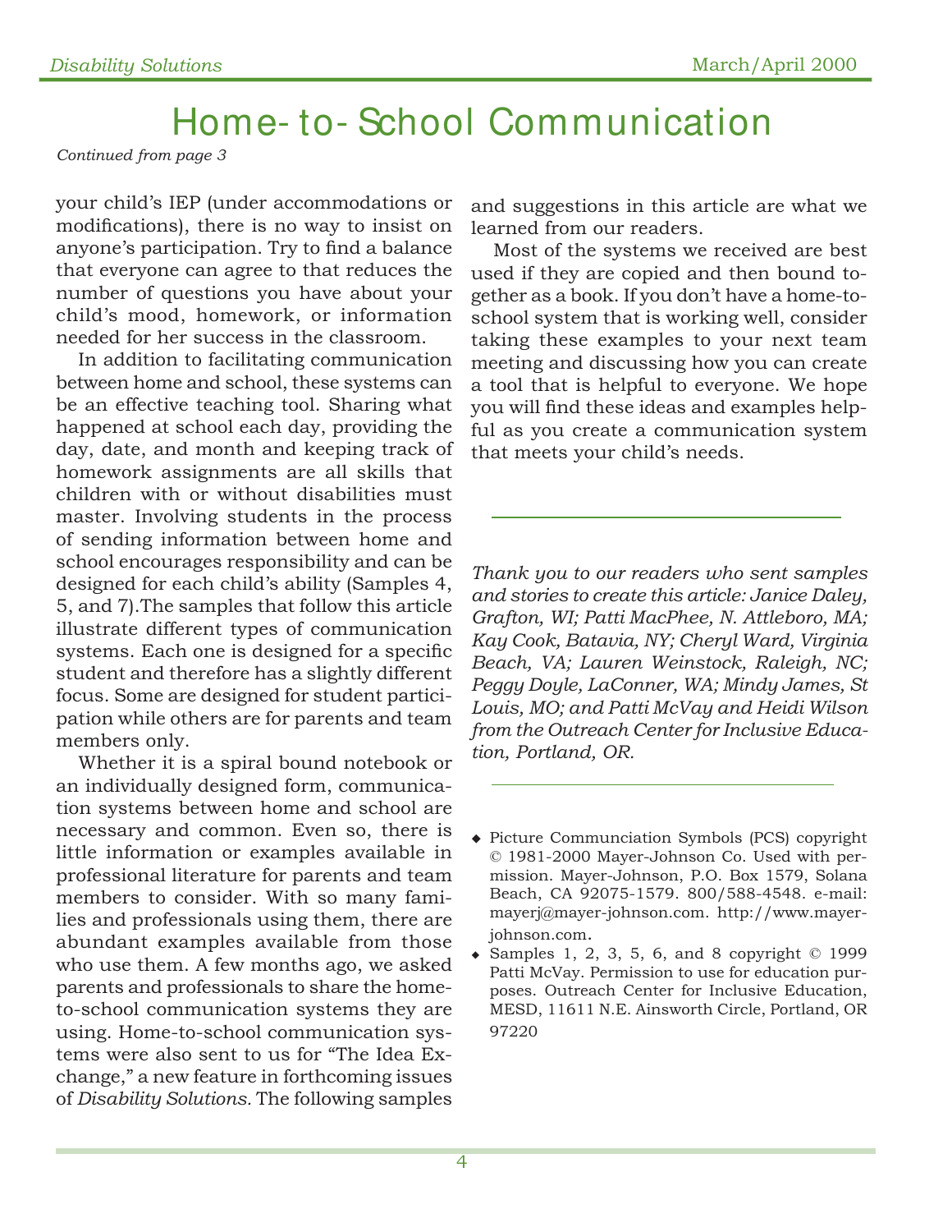# Home-to-School Communication

*Continued from page 3*

your child's IEP (under accommodations or modifications), there is no way to insist on anyone's participation. Try to find a balance that everyone can agree to that reduces the number of questions you have about your child's mood, homework, or information needed for her success in the classroom.

In addition to facilitating communication between home and school, these systems can be an effective teaching tool. Sharing what happened at school each day, providing the day, date, and month and keeping track of homework assignments are all skills that children with or without disabilities must master. Involving students in the process of sending information between home and school encourages responsibility and can be designed for each child's ability (Samples 4, 5, and 7).The samples that follow this article illustrate different types of communication systems. Each one is designed for a specific student and therefore has a slightly different focus. Some are designed for student participation while others are for parents and team members only.

Whether it is a spiral bound notebook or an individually designed form, communication systems between home and school are necessary and common. Even so, there is little information or examples available in professional literature for parents and team members to consider. With so many families and professionals using them, there are abundant examples available from those who use them. A few months ago, we asked parents and professionals to share the home-to-school communication systems they are using. Home-to-school communication systems were also sent to us for "The Idea Exchange," a new feature in forthcoming issues of *Disability Solutions.* The following samples and suggestions in this article are what we learned from our readers.

Most of the systems we received are best used if they are copied and then bound together as a book. If you don't have a home-to-school system that is working well, consider taking these examples to your next team meeting and discussing how you can create a tool that is helpful to everyone. We hope you will find these ideas and examples helpful as you create a communication system that meets your child's needs.

---

*Thank you to our readers who sent samples and stories to create this article: Janice Daley, Grafton, WI; Patti MacPhee, N. Attleboro, MA; Kay Cook, Batavia, NY; Cheryl Ward, Virginia Beach, VA; Lauren Weinstock, Raleigh, NC; Peggy Doyle, LaConner, WA; Mindy James, St Louis, MO; and Patti McVay and Heidi Wilson from the Outreach Center for Inclusive Education, Portland, OR.*

---

- Picture Communciation Symbols (PCS) copyright © 1981-2000 Mayer-Johnson Co. Used with permission. Mayer-Johnson, P.O. Box 1579, Solana Beach, CA 92075-1579. 800/588-4548. e-mail: mayerj@mayer-johnson.com. http://www.mayer-johnson.com.
- Samples 1, 2, 3, 5, 6, and 8 copyright © 1999 Patti McVay. Permission to use for education purposes. Outreach Center for Inclusive Education, MESD, 11611 N.E. Ainsworth Circle, Portland, OR 97220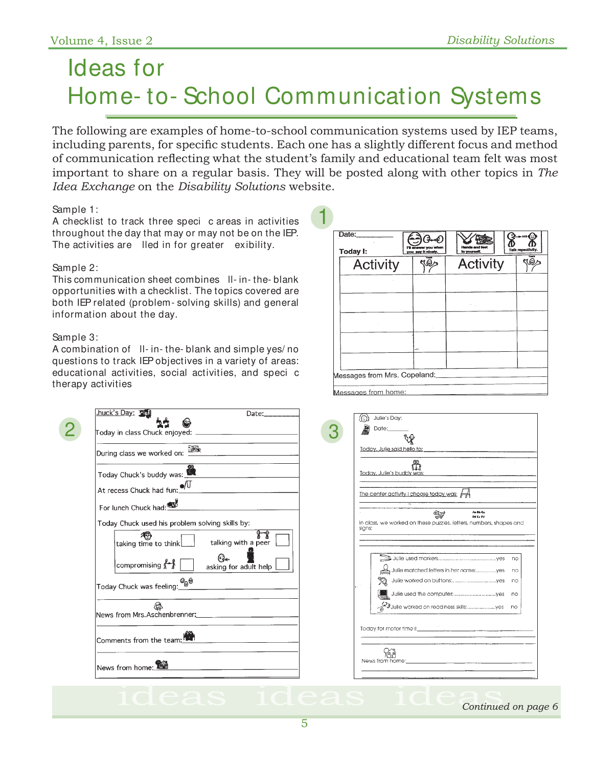# Ideas for Home-to-School Communication Systems

The following are examples of home-to-school communication systems used by IEP teams, including parents, for specific students. Each one has a slightly different focus and method of communication reflecting what the student's family and educational team felt was most important to share on a regular basis. They will be posted along with other topics in *The Idea Exchange* on the *Disability Solutions* website.

Sample 1:
A checklist to track three speci c areas in activities throughout the day that may or may not be on the IEP. The activities are lled in for greater exibility.

Sample 2:
This communication sheet combines ll-in-the-blank opportunities with a checklist. The topics covered are both IEP related (problem-solving skills) and general information about the day.

Sample 3:
A combination of ll-in-the-blank and simple yes/no questions to track IEP objectives in a variety of areas: educational activities, social activities, and speci c therapy activities

**1**

Date:________

Today I:

| I'll answer you when you say it nicely. | Hands and feet to yourself. | Talk respectfully. |
|---|---|---|

| Activity | | Activity | |
|---|---|---|---|
| | | | |
| | | | |
| | | | |
| | | | |
| | | | |

Messages from Mrs. Copeland:________

Messages from home:________

**2**

Chuck's Day: Date:________

Today in class Chuck enjoyed:________

During class we worked on:________

Today Chuck's buddy was:________

At recess Chuck had fun:________

For lunch Chuck had:________

Today Chuck used his problem solving skills by:

- taking time to think ☐
- talking with a peer ☐
- compromising ☐
- asking for adult help ☐

Today Chuck was feeling:________

News from Mrs.Aschenbrenner:________

Comments from the team:________

News from home:________

**3**

Julie's Day:

Date:________

Today, Julie said hello to:________

Today, Julie's buddy was:________

The center activity I choose today was:________

In class, we worked on these puzzles, letters, numbers, shapes and signs:________

- Julie used markers........................yes no
- Julie matched letters in her name:..........yes no
- Julie worked on buttons:........................yes no
- Julie used the computer:........................yes no
- Julie worked on readiness skills:..............yes no

Today for motor time I:________

News from home:________

*Continued on page 6*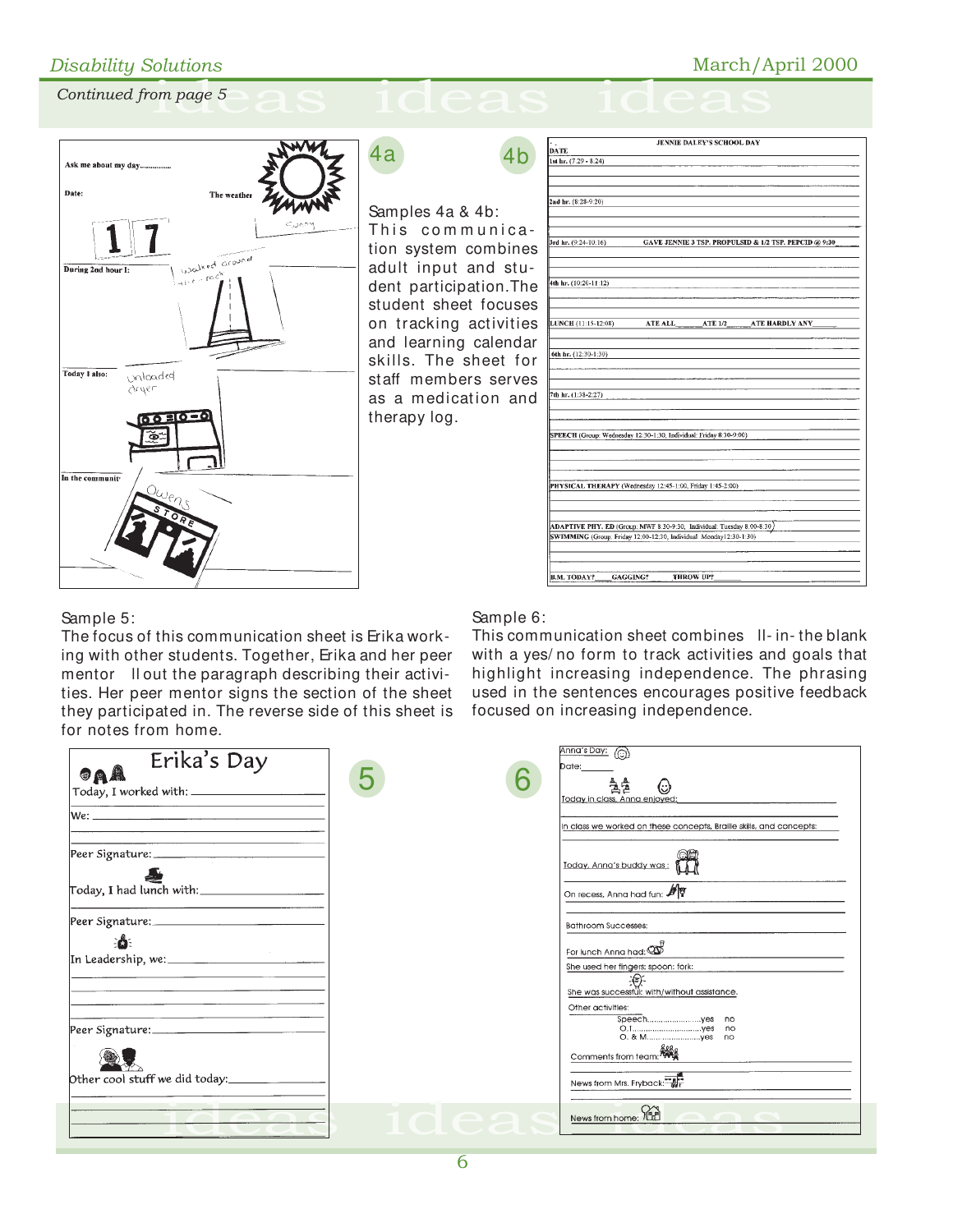Continued from page 5

**4a** **4b**

Samples 4a & 4b: This communication system combines adult input and student participation. The student sheet focuses on tracking activities and learning calendar skills. The sheet for staff members serves as a medication and therapy log.

Ask me about my day..............

Date:

The weather

Sunny

17

During 2nd hour I: walked around the rock

Today I also: unloaded dryer

In the community: Owens STORE

JENNIE DALEY'S SCHOOL DAY

DATE

1st hr. (7:29 - 8:24)

2nd hr. (8:28-9:20)

3rd hr. (9:24-10:16) GAVE JENNIE 3 TSP. PROPULSID & 1/2 TSP. PEPCID @ 9:30

4th hr. (10:20-11:12)

LUNCH (11:15-12:08) ATE ALL\_\_\_\_ ATE 1/2\_\_\_\_ ATE HARDLY ANY\_\_\_\_

6th hr. (12:30-1:30)

7th hr. (1:38-2:27)

SPEECH (Group: Wednesday 12:30-1:30, Individual: Friday 8:30-9:00)

PHYSICAL THERAPY (Wednesday 12:45-1:00, Friday 1:45-2:00)

ADAPTIVE PHY. ED (Group: MWF 8:30-9:30, Individual: Tuesday 8:00-8:30)

SWIMMING (Group: Friday 12:00-12:30, Individual Monday 12:30-1:30)

B.M. TODAY?\_\_\_\_ GAGGING?\_\_\_\_ THROW UP?\_\_\_\_

Sample 5:
The focus of this communication sheet is Erika working with other students. Together, Erika and her peer mentor fill out the paragraph describing their activities. Her peer mentor signs the section of the sheet they participated in. The reverse side of this sheet is for notes from home.

Sample 6:
This communication sheet combines fill-in-the blank with a yes/no form to track activities and goals that highlight increasing independence. The phrasing used in the sentences encourages positive feedback focused on increasing independence.

**5**

## Erika's Day

Today, I worked with:

We:

Peer Signature:

Today, I had lunch with:

Peer Signature:

In Leadership, we:

Peer Signature:

Other cool stuff we did today:

**6**

Anna's Day:

Date:

Today in class, Anna enjoyed:

In class we worked on these concepts, Braille skills, and concepts:

Today, Anna's buddy was:

On recess, Anna had fun:

Bathroom Successes:

For lunch Anna had:

She used her fingers: spoon: fork:

She was successful: with/without assistance.

Other activities:

Speech.........................yes no
O.T...............................yes no
O. & M.........................yes no

Comments from team:

News from Mrs. Fryback:

News from home: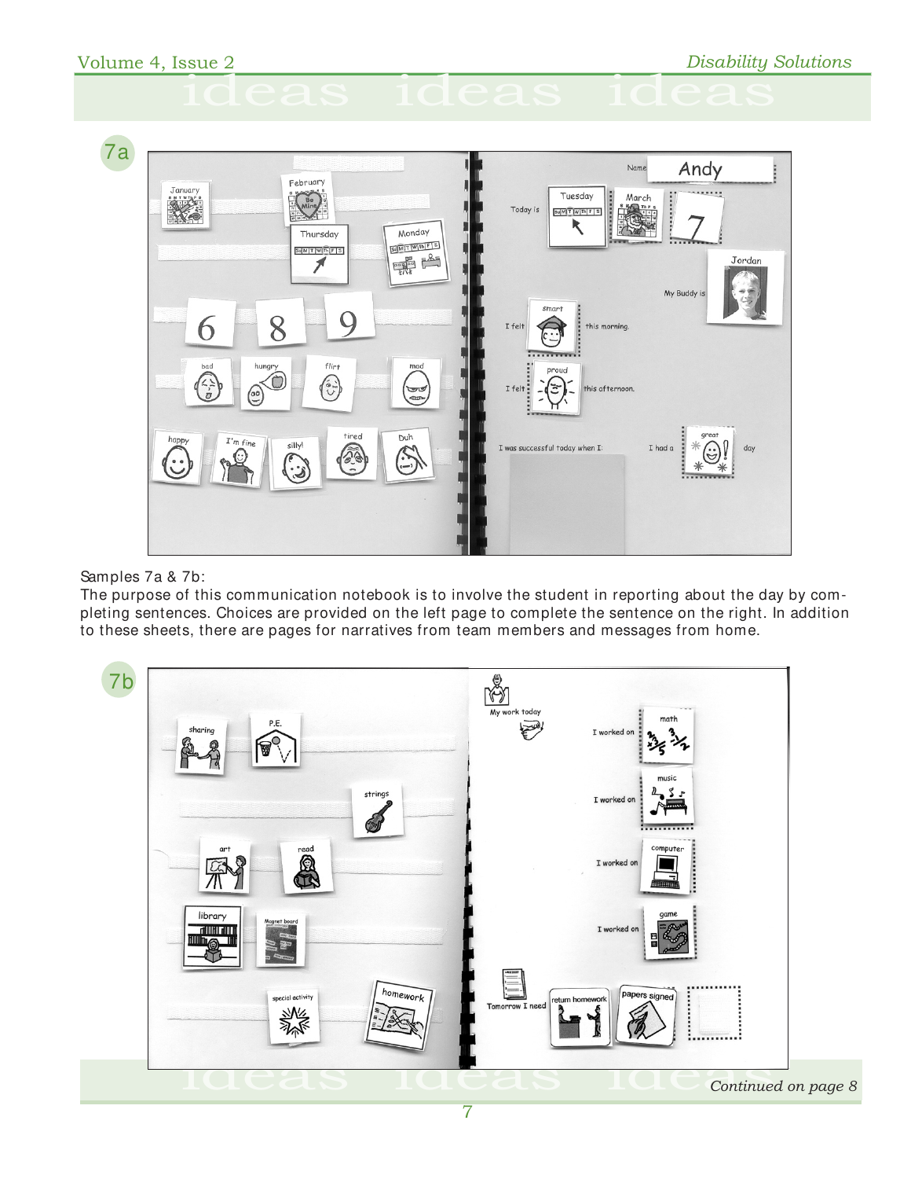7a

Samples 7a & 7b:
The purpose of this communication notebook is to involve the student in reporting about the day by completing sentences. Choices are provided on the left page to complete the sentence on the right. In addition to these sheets, there are pages for narratives from team members and messages from home.

7b

*Continued on page 8*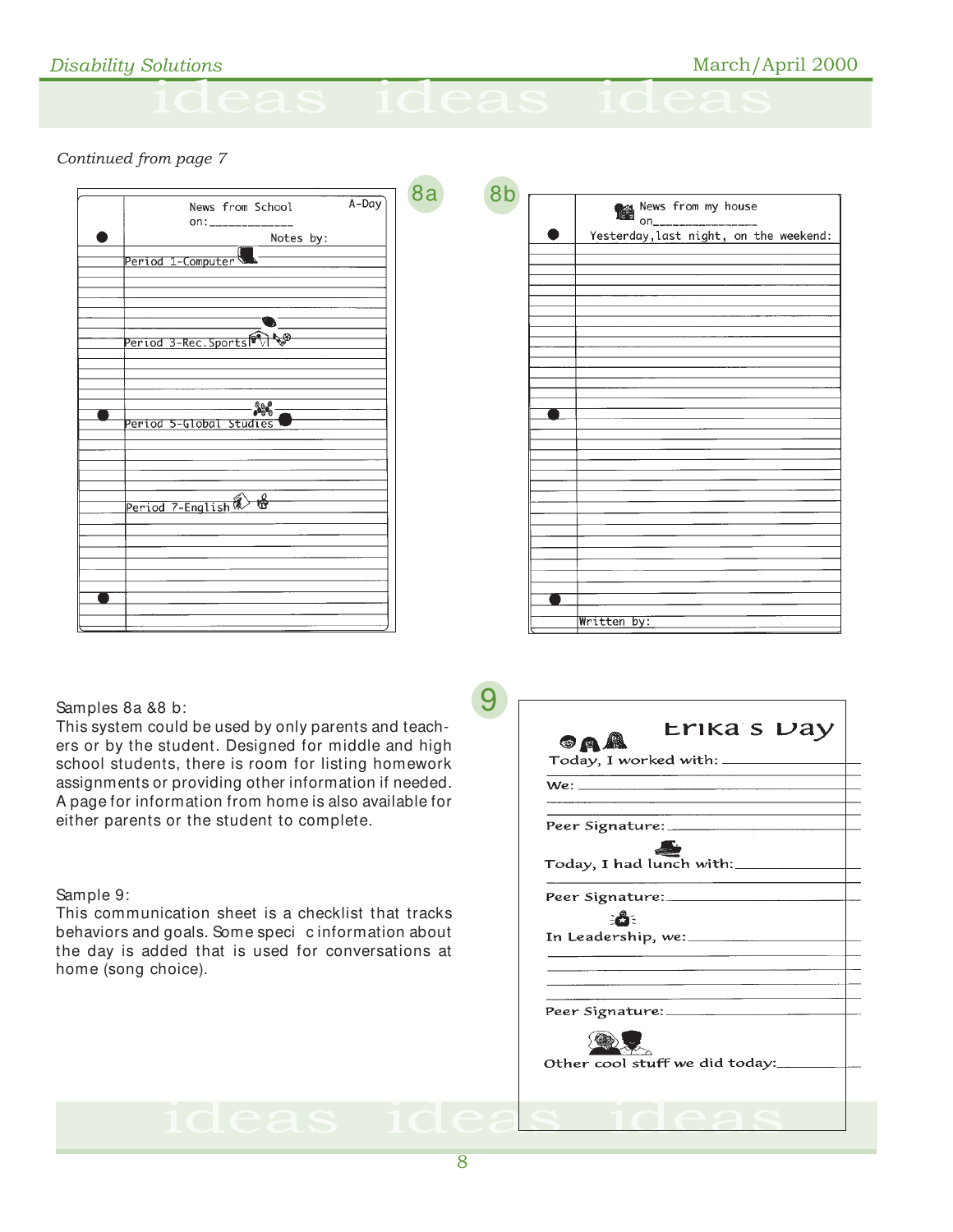*Continued from page 7*

**8a**

News from School
on:____________
A-Day
Notes by:

Period 1-Computer

Period 3-Rec.Sports

Period 5-Global Studies

Period 7-English

**8b**

News from my house
on_______________
Yesterday,last night, on the weekend:

Written by:

Samples 8a &8 b:
This system could be used by only parents and teachers or by the student. Designed for middle and high school students, there is room for listing homework assignments or providing other information if needed. A page for information from home is also available for either parents or the student to complete.

Sample 9:
This communication sheet is a checklist that tracks behaviors and goals. Some speci c information about the day is added that is used for conversations at home (song choice).

**9**

Erika's Day

Today, I worked with: ____________

We: ____________

Peer Signature: ____________

Today, I had lunch with: ____________

Peer Signature: ____________

In Leadership, we: ____________

Peer Signature: ____________

Other cool stuff we did today: ____________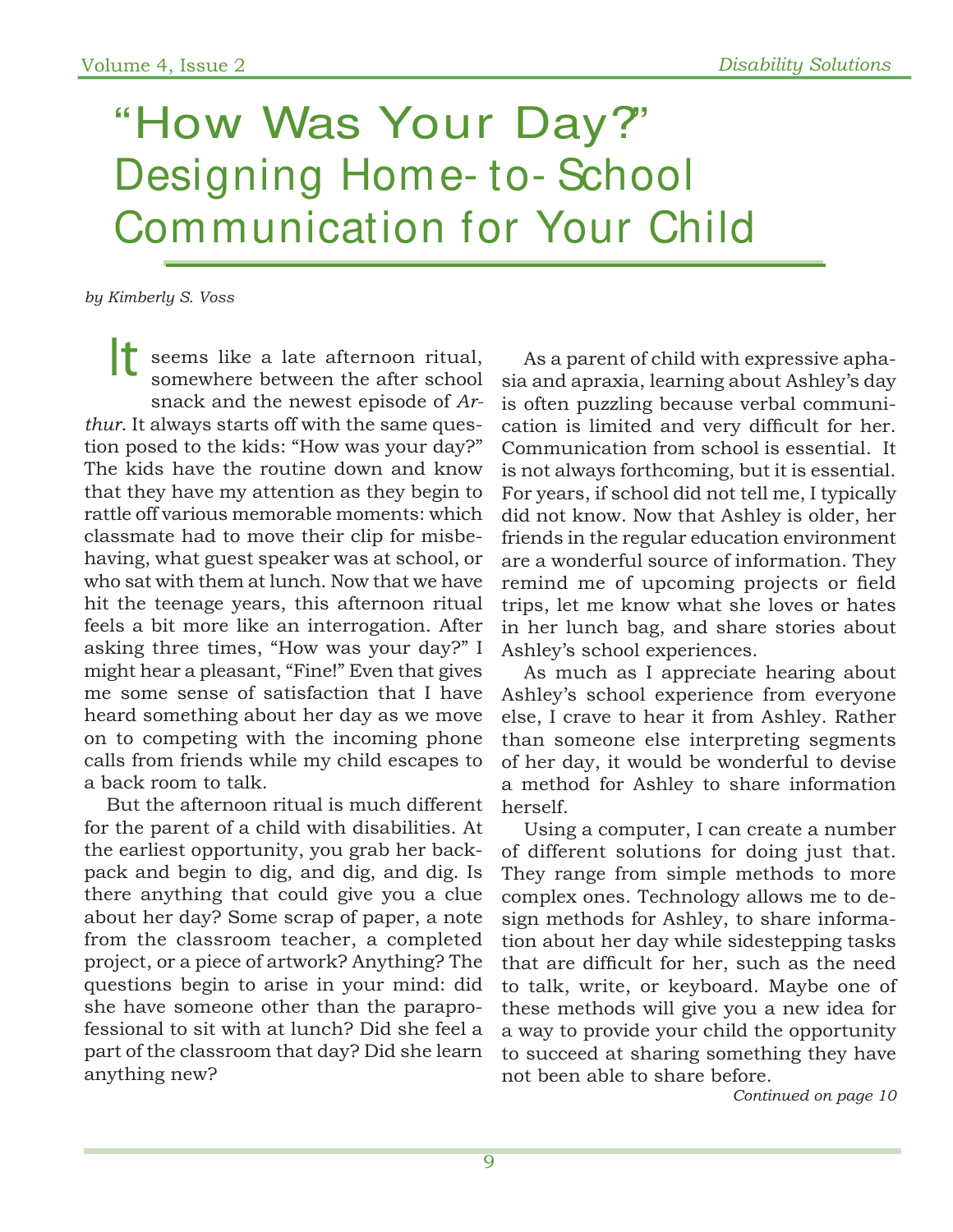# "How Was Your Day?" Designing Home-to-School Communication for Your Child

*by Kimberly S. Voss*

It seems like a late afternoon ritual, somewhere between the after school snack and the newest episode of *Arthur*. It always starts off with the same question posed to the kids: "How was your day?" The kids have the routine down and know that they have my attention as they begin to rattle off various memorable moments: which classmate had to move their clip for misbehaving, what guest speaker was at school, or who sat with them at lunch. Now that we have hit the teenage years, this afternoon ritual feels a bit more like an interrogation. After asking three times, "How was your day?" I might hear a pleasant, "Fine!" Even that gives me some sense of satisfaction that I have heard something about her day as we move on to competing with the incoming phone calls from friends while my child escapes to a back room to talk.

But the afternoon ritual is much different for the parent of a child with disabilities. At the earliest opportunity, you grab her backpack and begin to dig, and dig, and dig. Is there anything that could give you a clue about her day? Some scrap of paper, a note from the classroom teacher, a completed project, or a piece of artwork? Anything? The questions begin to arise in your mind: did she have someone other than the paraprofessional to sit with at lunch? Did she feel a part of the classroom that day? Did she learn anything new?

As a parent of child with expressive aphasia and apraxia, learning about Ashley's day is often puzzling because verbal communication is limited and very difficult for her. Communication from school is essential. It is not always forthcoming, but it is essential. For years, if school did not tell me, I typically did not know. Now that Ashley is older, her friends in the regular education environment are a wonderful source of information. They remind me of upcoming projects or field trips, let me know what she loves or hates in her lunch bag, and share stories about Ashley's school experiences.

As much as I appreciate hearing about Ashley's school experience from everyone else, I crave to hear it from Ashley. Rather than someone else interpreting segments of her day, it would be wonderful to devise a method for Ashley to share information herself.

Using a computer, I can create a number of different solutions for doing just that. They range from simple methods to more complex ones. Technology allows me to design methods for Ashley, to share information about her day while sidestepping tasks that are difficult for her, such as the need to talk, write, or keyboard. Maybe one of these methods will give you a new idea for a way to provide your child the opportunity to succeed at sharing something they have not been able to share before.

*Continued on page 10*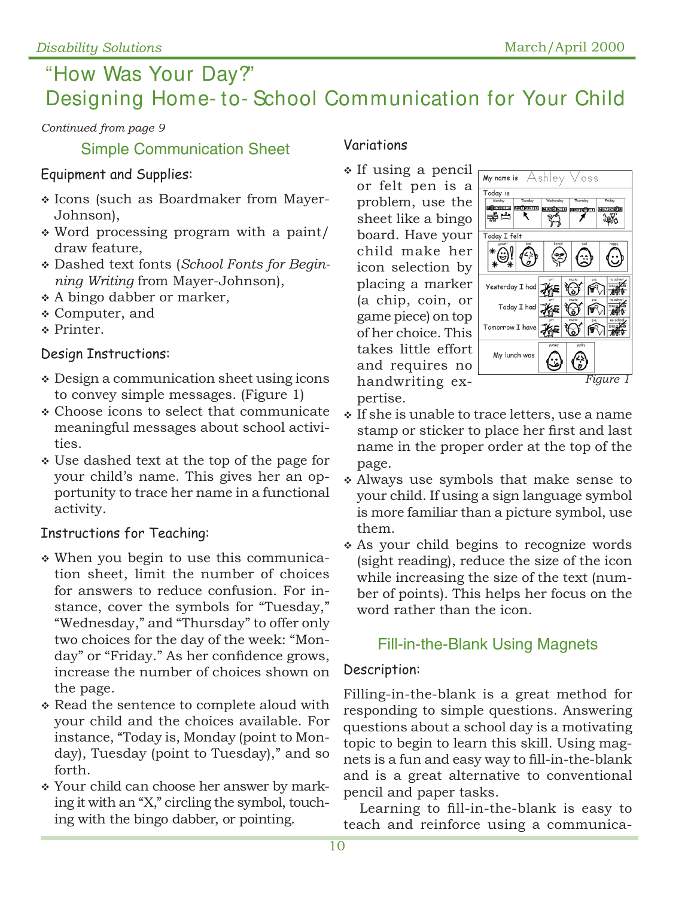# "How Was Your Day?" Designing Home-to-School Communication for Your Child

*Continued from page 9*

## Simple Communication Sheet

### Equipment and Supplies:

- Icons (such as Boardmaker from Mayer-Johnson),
- Word processing program with a paint/draw feature,
- Dashed text fonts (*School Fonts for Beginning Writing* from Mayer-Johnson),
- A bingo dabber or marker,
- Computer, and
- Printer.

### Design Instructions:

- Design a communication sheet using icons to convey simple messages. (Figure 1)
- Choose icons to select that communicate meaningful messages about school activities.
- Use dashed text at the top of the page for your child's name. This gives her an opportunity to trace her name in a functional activity.

### Instructions for Teaching:

- When you begin to use this communication sheet, limit the number of choices for answers to reduce confusion. For instance, cover the symbols for "Tuesday," "Wednesday," and "Thursday" to offer only two choices for the day of the week: "Monday" or "Friday." As her confidence grows, increase the number of choices shown on the page.
- Read the sentence to complete aloud with your child and the choices available. For instance, "Today is, Monday (point to Monday), Tuesday (point to Tuesday)," and so forth.
- Your child can choose her answer by marking it with an "X," circling the symbol, touching with the bingo dabber, or pointing.

### Variations

- If using a pencil or felt pen is a problem, use the sheet like a bingo board. Have your child make her icon selection by placing a marker (a chip, coin, or game piece) on top of her choice. This takes little effort and requires no handwriting expertise.

My name is Ashley Voss
Today is
Monday Tuesday Wednesday Thursday Friday
Today I felt
great! bad bored sad happy
Yesterday I had
Today I had
Tomorrow I have
art music p.e. no school
My lunch was
yummy yucky

Figure 1

- If she is unable to trace letters, use a name stamp or sticker to place her first and last name in the proper order at the top of the page.
- Always use symbols that make sense to your child. If using a sign language symbol is more familiar than a picture symbol, use them.
- As your child begins to recognize words (sight reading), reduce the size of the icon while increasing the size of the text (number of points). This helps her focus on the word rather than the icon.

## Fill-in-the-Blank Using Magnets

### Description:

Filling-in-the-blank is a great method for responding to simple questions. Answering questions about a school day is a motivating topic to begin to learn this skill. Using magnets is a fun and easy way to fill-in-the-blank and is a great alternative to conventional pencil and paper tasks.

Learning to fill-in-the-blank is easy to teach and reinforce using a communica-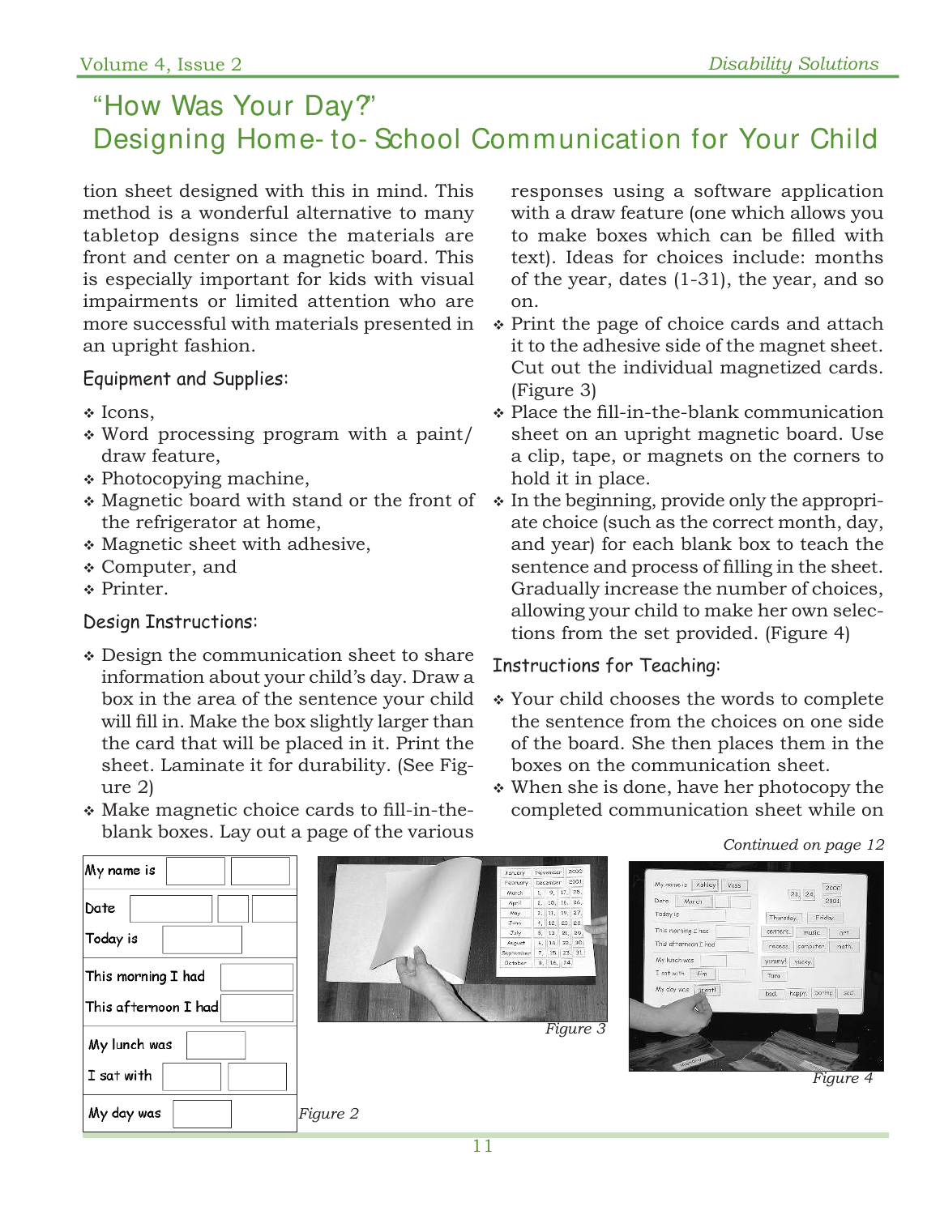# "How Was Your Day?" Designing Home-to-School Communication for Your Child

tion sheet designed with this in mind. This method is a wonderful alternative to many tabletop designs since the materials are front and center on a magnetic board. This is especially important for kids with visual impairments or limited attention who are more successful with materials presented in an upright fashion.

### Equipment and Supplies:

- Icons,
- Word processing program with a paint/draw feature,
- Photocopying machine,
- Magnetic board with stand or the front of the refrigerator at home,
- Magnetic sheet with adhesive,
- Computer, and
- Printer.

### Design Instructions:

- Design the communication sheet to share information about your child's day. Draw a box in the area of the sentence your child will fill in. Make the box slightly larger than the card that will be placed in it. Print the sheet. Laminate it for durability. (See Figure 2)
- Make magnetic choice cards to fill-in-the-blank boxes. Lay out a page of the various responses using a software application with a draw feature (one which allows you to make boxes which can be filled with text). Ideas for choices include: months of the year, dates (1-31), the year, and so on.
- Print the page of choice cards and attach it to the adhesive side of the magnet sheet. Cut out the individual magnetized cards. (Figure 3)
- Place the fill-in-the-blank communication sheet on an upright magnetic board. Use a clip, tape, or magnets on the corners to hold it in place.
- In the beginning, provide only the appropriate choice (such as the correct month, day, and year) for each blank box to teach the sentence and process of filling in the sheet. Gradually increase the number of choices, allowing your child to make her own selections from the set provided. (Figure 4)

### Instructions for Teaching:

- Your child chooses the words to complete the sentence from the choices on one side of the board. She then places them in the boxes on the communication sheet.
- When she is done, have her photocopy the completed communication sheet while on

*Continued on page 12*

My name is

Date

Today is

This morning I had

This afternoon I had

My lunch was

I sat with

My day was

*Figure 2*

*Figure 3*

*Figure 4*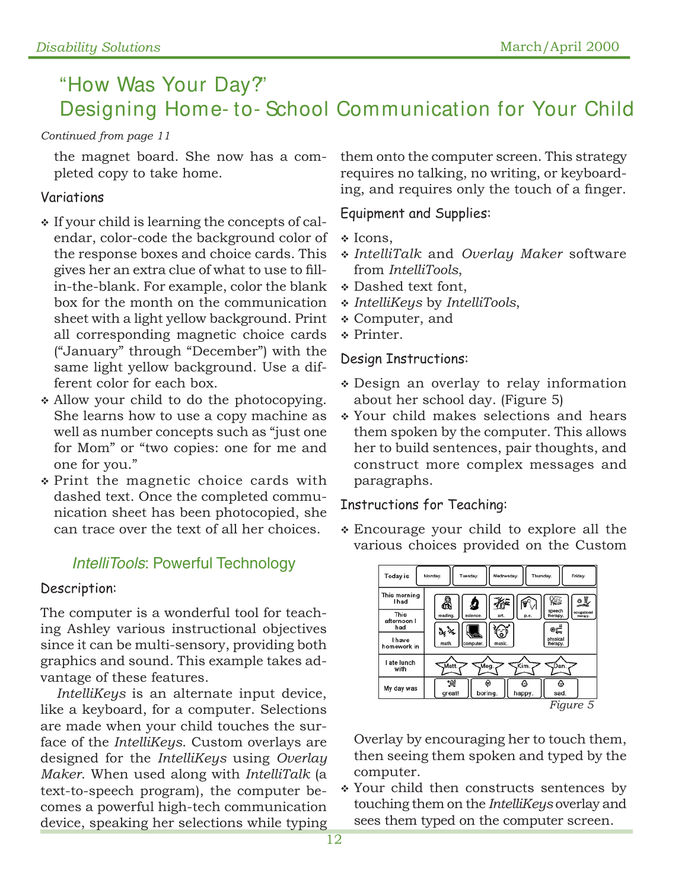# "How Was Your Day?" Designing Home-to-School Communication for Your Child

*Continued from page 11*

the magnet board. She now has a completed copy to take home.

### Variations

- If your child is learning the concepts of calendar, color-code the background color of the response boxes and choice cards. This gives her an extra clue of what to use to fill-in-the-blank. For example, color the blank box for the month on the communication sheet with a light yellow background. Print all corresponding magnetic choice cards ("January" through "December") with the same light yellow background. Use a different color for each box.
- Allow your child to do the photocopying. She learns how to use a copy machine as well as number concepts such as "just one for Mom" or "two copies: one for me and one for you."
- Print the magnetic choice cards with dashed text. Once the completed communication sheet has been photocopied, she can trace over the text of all her choices.

## *IntelliTools*: Powerful Technology

### Description:

The computer is a wonderful tool for teaching Ashley various instructional objectives since it can be multi-sensory, providing both graphics and sound. This example takes advantage of these features.

*IntelliKeys* is an alternate input device, like a keyboard, for a computer. Selections are made when your child touches the surface of the *IntelliKeys*. Custom overlays are designed for the *IntelliKeys* using *Overlay Maker*. When used along with *IntelliTalk* (a text-to-speech program), the computer becomes a powerful high-tech communication device, speaking her selections while typing them onto the computer screen. This strategy requires no talking, no writing, or keyboarding, and requires only the touch of a finger.

### Equipment and Supplies:

- Icons,
- *IntelliTalk* and *Overlay Maker* software from *IntelliTools*,
- Dashed text font,
- *IntelliKeys* by *IntelliTools*,
- Computer, and
- Printer.

### Design Instructions:

- Design an overlay to relay information about her school day. (Figure 5)
- Your child makes selections and hears them spoken by the computer. This allows her to build sentences, pair thoughts, and construct more complex messages and paragraphs.

### Instructions for Teaching:

- Encourage your child to explore all the various choices provided on the Custom Overlay by encouraging her to touch them, then seeing them spoken and typed by the computer.
- Your child then constructs sentences by touching them on the *IntelliKeys* overlay and sees them typed on the computer screen.

Today is
Monday.
Tuesday.
Wednesday.
Thursday.
Friday.
This morning I had
This afternoon I had
I have homework in
reading.
science.
art.
p.e.
speech therapy.
occupational therapy.
math.
computer.
music.
physical therapy.
I ate lunch with
Matt.
Meg.
Kim.
Dan.
My day was
great!
boring.
happy.
sad.

*Figure 5*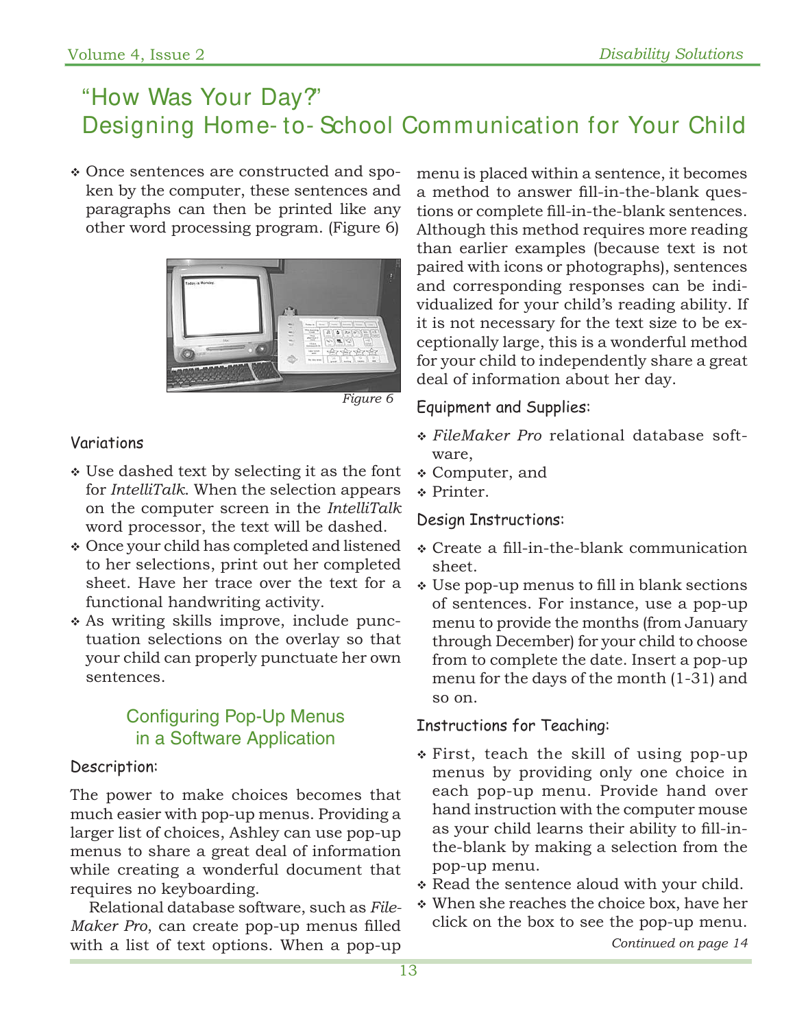# "How Was Your Day?" Designing Home-to-School Communication for Your Child

- Once sentences are constructed and spoken by the computer, these sentences and paragraphs can then be printed like any other word processing program. (Figure 6)

*Figure 6*

### Variations

- Use dashed text by selecting it as the font for *IntelliTalk*. When the selection appears on the computer screen in the *IntelliTalk* word processor, the text will be dashed.
- Once your child has completed and listened to her selections, print out her completed sheet. Have her trace over the text for a functional handwriting activity.
- As writing skills improve, include punctuation selections on the overlay so that your child can properly punctuate her own sentences.

## Configuring Pop-Up Menus in a Software Application

### Description:

The power to make choices becomes that much easier with pop-up menus. Providing a larger list of choices, Ashley can use pop-up menus to share a great deal of information while creating a wonderful document that requires no keyboarding.

Relational database software, such as *FileMaker Pro*, can create pop-up menus filled with a list of text options. When a pop-up menu is placed within a sentence, it becomes a method to answer fill-in-the-blank questions or complete fill-in-the-blank sentences. Although this method requires more reading than earlier examples (because text is not paired with icons or photographs), sentences and corresponding responses can be individualized for your child's reading ability. If it is not necessary for the text size to be exceptionally large, this is a wonderful method for your child to independently share a great deal of information about her day.

### Equipment and Supplies:

- *FileMaker Pro* relational database software,
- Computer, and
- Printer.

### Design Instructions:

- Create a fill-in-the-blank communication sheet.
- Use pop-up menus to fill in blank sections of sentences. For instance, use a pop-up menu to provide the months (from January through December) for your child to choose from to complete the date. Insert a pop-up menu for the days of the month (1-31) and so on.

### Instructions for Teaching:

- First, teach the skill of using pop-up menus by providing only one choice in each pop-up menu. Provide hand over hand instruction with the computer mouse as your child learns their ability to fill-in-the-blank by making a selection from the pop-up menu.
- Read the sentence aloud with your child.
- When she reaches the choice box, have her click on the box to see the pop-up menu.

*Continued on page 14*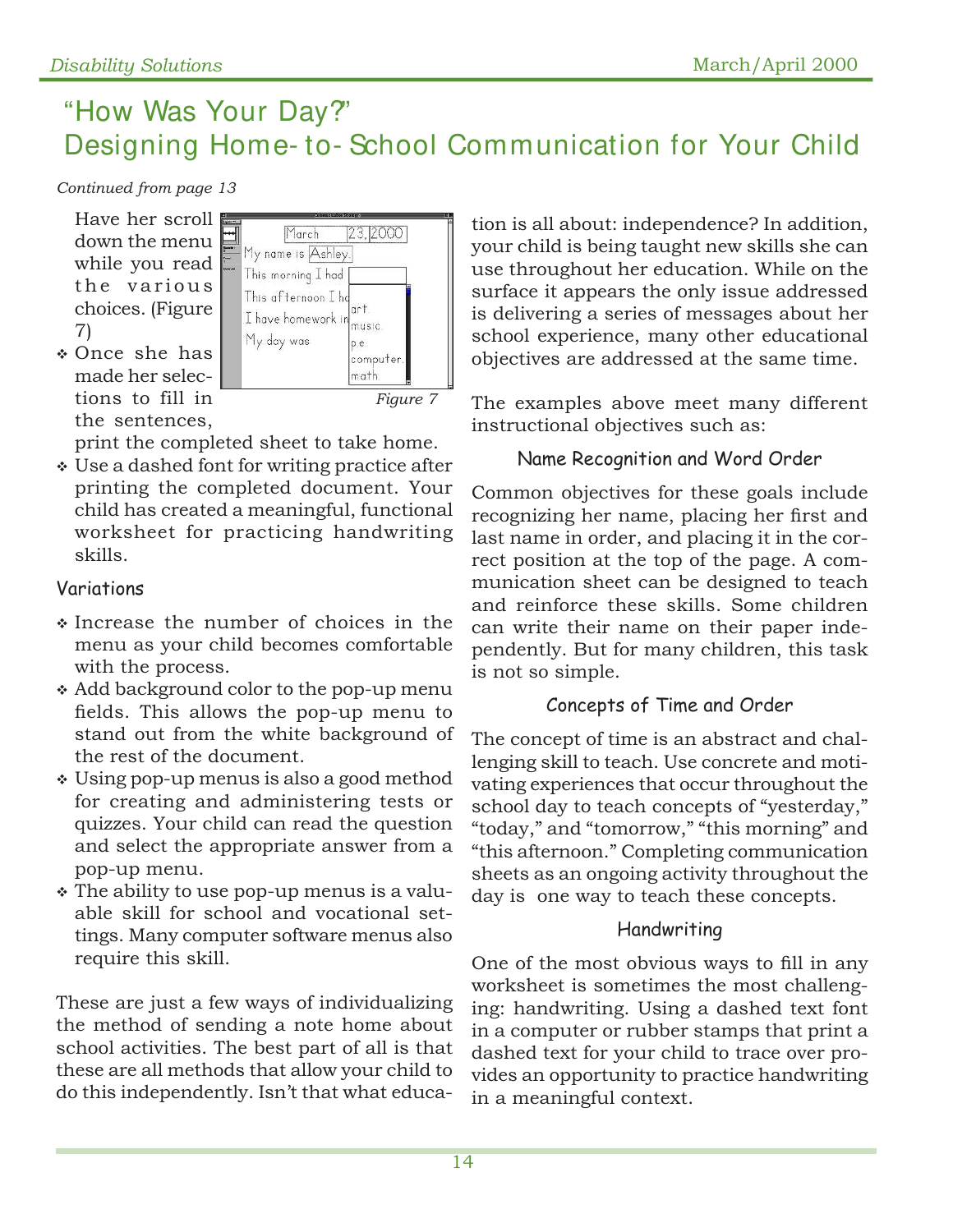# "How Was Your Day?"
# Designing Home-to-School Communication for Your Child

*Continued from page 13*

Have her scroll down the menu while you read the various choices. (Figure 7)

- Once she has made her selections to fill in the sentences, print the completed sheet to take home.
- Use a dashed font for writing practice after printing the completed document. Your child has created a meaningful, functional worksheet for practicing handwriting skills.

*Figure 7*

### Variations

- Increase the number of choices in the menu as your child becomes comfortable with the process.
- Add background color to the pop-up menu fields. This allows the pop-up menu to stand out from the white background of the rest of the document.
- Using pop-up menus is also a good method for creating and administering tests or quizzes. Your child can read the question and select the appropriate answer from a pop-up menu.
- The ability to use pop-up menus is a valuable skill for school and vocational settings. Many computer software menus also require this skill.

These are just a few ways of individualizing the method of sending a note home about school activities. The best part of all is that these are all methods that allow your child to do this independently. Isn't that what education is all about: independence? In addition, your child is being taught new skills she can use throughout her education. While on the surface it appears the only issue addressed is delivering a series of messages about her school experience, many other educational objectives are addressed at the same time.

The examples above meet many different instructional objectives such as:

### Name Recognition and Word Order

Common objectives for these goals include recognizing her name, placing her first and last name in order, and placing it in the correct position at the top of the page. A communication sheet can be designed to teach and reinforce these skills. Some children can write their name on their paper independently. But for many children, this task is not so simple.

### Concepts of Time and Order

The concept of time is an abstract and challenging skill to teach. Use concrete and motivating experiences that occur throughout the school day to teach concepts of "yesterday," "today," and "tomorrow," "this morning" and "this afternoon." Completing communication sheets as an ongoing activity throughout the day is one way to teach these concepts.

### Handwriting

One of the most obvious ways to fill in any worksheet is sometimes the most challenging: handwriting. Using a dashed text font in a computer or rubber stamps that print a dashed text for your child to trace over provides an opportunity to practice handwriting in a meaningful context.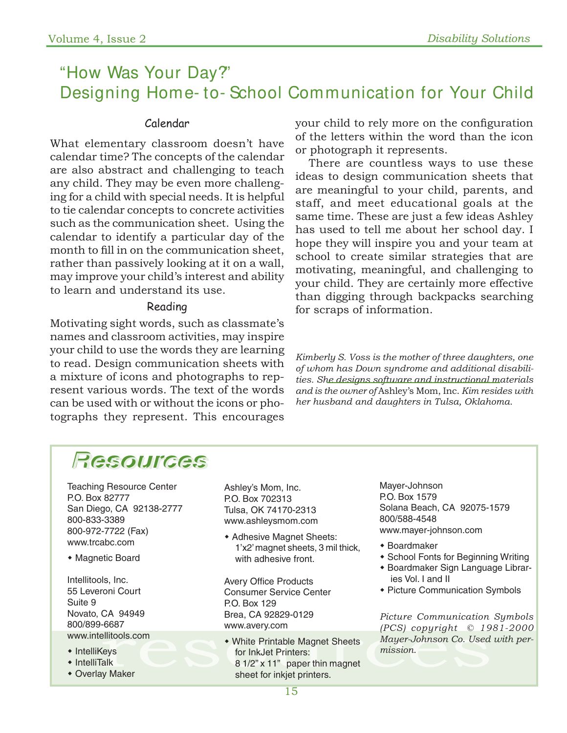# "How Was Your Day?" Designing Home-to-School Communication for Your Child

### Calendar

What elementary classroom doesn't have calendar time? The concepts of the calendar are also abstract and challenging to teach any child. They may be even more challenging for a child with special needs. It is helpful to tie calendar concepts to concrete activities such as the communication sheet. Using the calendar to identify a particular day of the month to fill in on the communication sheet, rather than passively looking at it on a wall, may improve your child's interest and ability to learn and understand its use.

### Reading

Motivating sight words, such as classmate's names and classroom activities, may inspire your child to use the words they are learning to read. Design communication sheets with a mixture of icons and photographs to represent various words. The text of the words can be used with or without the icons or photographs they represent. This encourages your child to rely more on the configuration of the letters within the word than the icon or photograph it represents.

There are countless ways to use these ideas to design communication sheets that are meaningful to your child, parents, and staff, and meet educational goals at the same time. These are just a few ideas Ashley has used to tell me about her school day. I hope they will inspire you and your team at school to create similar strategies that are motivating, meaningful, and challenging to your child. They are certainly more effective than digging through backpacks searching for scraps of information.

*Kimberly S. Voss is the mother of three daughters, one of whom has Down syndrome and additional disabilities. She designs software and instructional materials and is the owner of* Ashley's Mom, Inc. *Kim resides with her husband and daughters in Tulsa, Oklahoma.*

## Resources

Teaching Resource Center
P.O. Box 82777
San Diego, CA 92138-2777
800-833-3389
800-972-7722 (Fax)
www.trcabc.com

- Magnetic Board

Intellitools, Inc.
55 Leveroni Court
Suite 9
Novato, CA 94949
800/899-6687
www.intellitools.com

- IntelliKeys
- IntelliTalk
- Overlay Maker

Ashley's Mom, Inc.
P.O. Box 702313
Tulsa, OK 74170-2313
www.ashleysmom.com

- Adhesive Magnet Sheets: 1'x2' magnet sheets, 3 mil thick, with adhesive front.

Avery Office Products
Consumer Service Center
P.O. Box 129
Brea, CA 92829-0129
www.avery.com

- White Printable Magnet Sheets for InkJet Printers: 8 1/2" x 11" paper thin magnet sheet for inkjet printers.

Mayer-Johnson
P.O. Box 1579
Solana Beach, CA 92075-1579
800/588-4548
www.mayer-johnson.com

- Boardmaker
- School Fonts for Beginning Writing
- Boardmaker Sign Language Libraries Vol. I and II
- Picture Communication Symbols

*Picture Communication Symbols (PCS) copyright © 1981-2000 Mayer-Johnson Co. Used with permission.*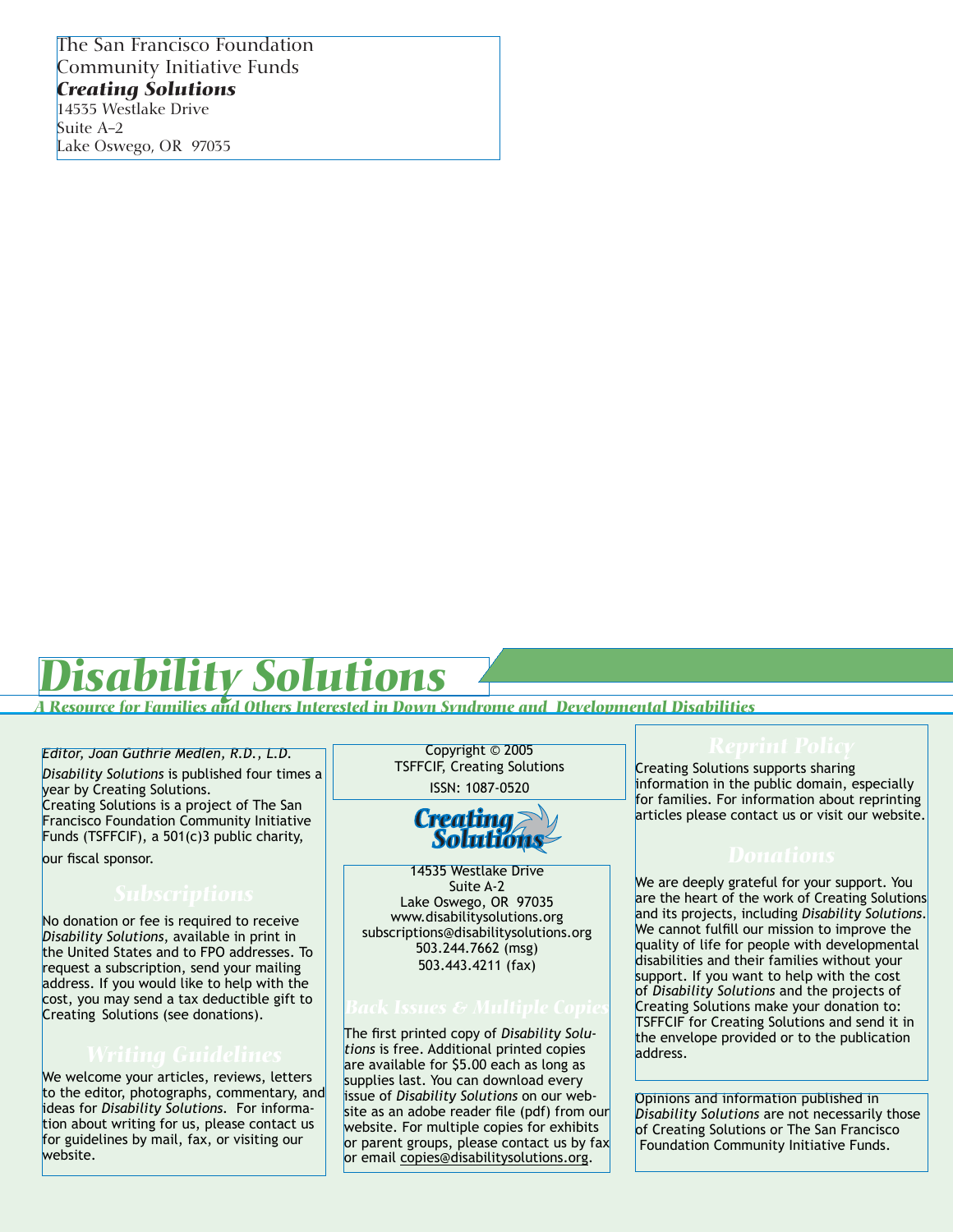The San Francisco Foundation
Community Initiative Funds
***Creating Solutions***
14535 Westlake Drive
Suite A–2
Lake Oswego, OR 97035

# *Disability Solutions*

*A Resource for Families and Others Interested in Down Syndrome and Developmental Disabilities*

*Editor, Joan Guthrie Medlen, R.D., L.D.*

*Disability Solutions* is published four times a year by Creating Solutions.
Creating Solutions is a project of The San Francisco Foundation Community Initiative Funds (TSFFCIF), a 501(c)3 public charity, our fiscal sponsor.

## *Subscriptions*

No donation or fee is required to receive *Disability Solutions*, available in print in the United States and to FPO addresses. To request a subscription, send your mailing address. If you would like to help with the cost, you may send a tax deductible gift to Creating Solutions (see donations).

## *Writing Guidelines*

We welcome your articles, reviews, letters to the editor, photographs, commentary, and ideas for *Disability Solutions*. For information about writing for us, please contact us for guidelines by mail, fax, or visiting our website.

Copyright © 2005
TSFFCIF, Creating Solutions
ISSN: 1087-0520

Creating Solutions

14535 Westlake Drive
Suite A-2
Lake Oswego, OR 97035
www.disabilitysolutions.org
subscriptions@disabilitysolutions.org
503.244.7662 (msg)
503.443.4211 (fax)

## *Back Issues & Multiple Copies*

The first printed copy of *Disability Solutions* is free. Additional printed copies are available for $5.00 each as long as supplies last. You can download every issue of *Disability Solutions* on our website as an adobe reader file (pdf) from our website. For multiple copies for exhibits or parent groups, please contact us by fax or email copies@disabilitysolutions.org.

## *Reprint Policy*

Creating Solutions supports sharing information in the public domain, especially for families. For information about reprinting articles please contact us or visit our website.

## *Donations*

We are deeply grateful for your support. You are the heart of the work of Creating Solutions and its projects, including *Disability Solutions*. We cannot fulfill our mission to improve the quality of life for people with developmental disabilities and their families without your support. If you want to help with the cost of *Disability Solutions* and the projects of Creating Solutions make your donation to: TSFFCIF for Creating Solutions and send it in the envelope provided or to the publication address.

Opinions and information published in *Disability Solutions* are not necessarily those of Creating Solutions or The San Francisco Foundation Community Initiative Funds.